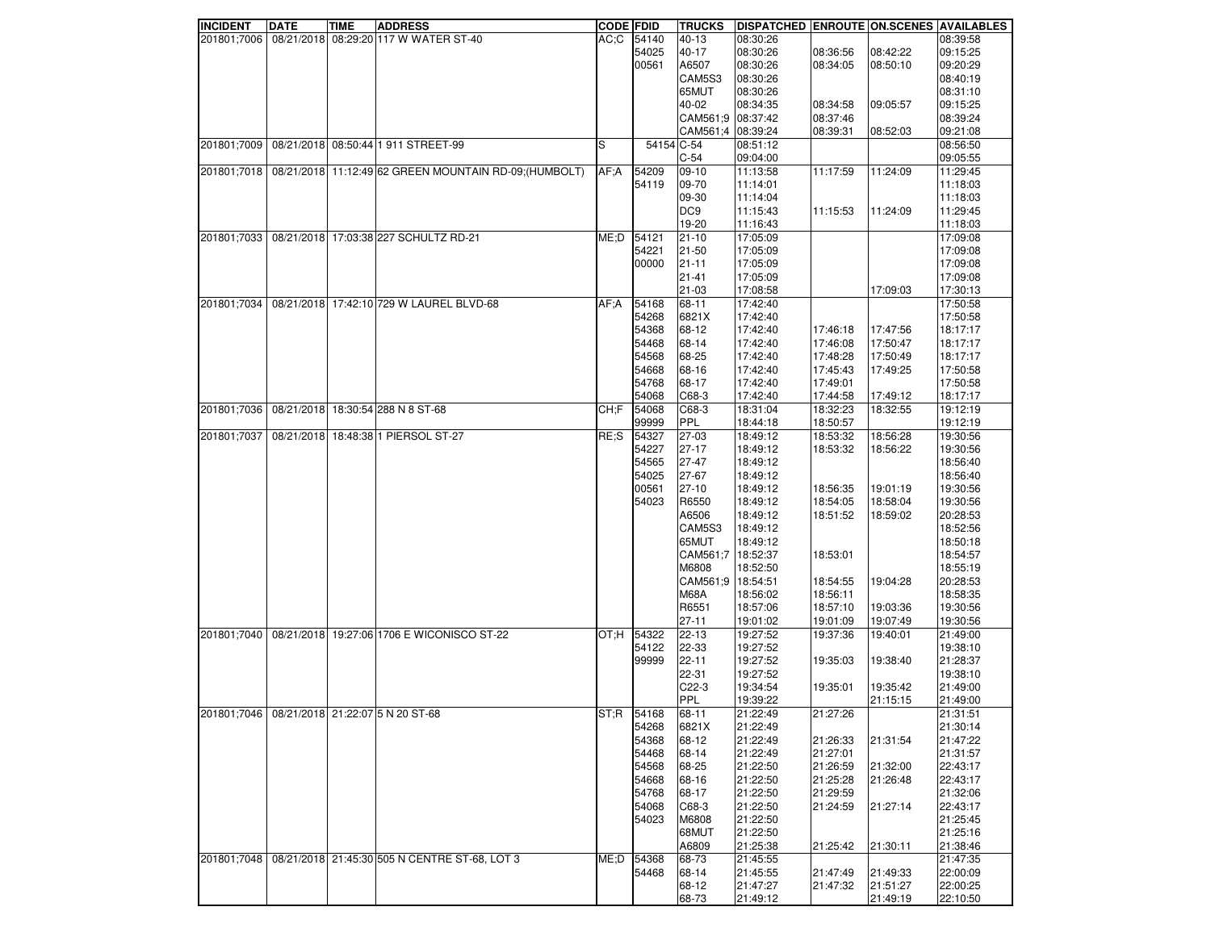| INCIDENT | DATE | TIME | ADDRESS | CODE | FDID | TRUCKS | DISPATCHED | ENROUTE | ON.SCENES | AVAILABLES |
|---|---|---|---|---|---|---|---|---|---|---|
| 201801;7006 | 08/21/2018 | 08:29:20 | 117 W WATER ST-40 | AC;C | 54140 | 40-13 | 08:30:26 | | | 08:39:58 |
| | | | | | 54025 | 40-17 | 08:30:26 | 08:36:56 | 08:42:22 | 09:15:25 |
| | | | | | 00561 | A6507 | 08:30:26 | 08:34:05 | 08:50:10 | 09:20:29 |
| | | | | | | CAM5S3 | 08:30:26 | | | 08:40:19 |
| | | | | | | 65MUT | 08:30:26 | | | 08:31:10 |
| | | | | | | 40-02 | 08:34:35 | 08:34:58 | 09:05:57 | 09:15:25 |
| | | | | | | CAM561;9 | 08:37:42 | 08:37:46 | | 08:39:24 |
| | | | | | | CAM561;4 | 08:39:24 | 08:39:31 | 08:52:03 | 09:21:08 |
| 201801;7009 | 08/21/2018 | 08:50:44 | 1 911 STREET-99 | S | 54154 | C-54 | 08:51:12 | | | 08:56:50 |
| | | | | | | C-54 | 09:04:00 | | | 09:05:55 |
| 201801;7018 | 08/21/2018 | 11:12:49 | 62 GREEN MOUNTAIN RD-09;(HUMBOLT) | AF;A | 54209 | 09-10 | 11:13:58 | 11:17:59 | 11:24:09 | 11:29:45 |
| | | | | | 54119 | 09-70 | 11:14:01 | | | 11:18:03 |
| | | | | | | 09-30 | 11:14:04 | | | 11:18:03 |
| | | | | | | DC9 | 11:15:43 | 11:15:53 | 11:24:09 | 11:29:45 |
| | | | | | | 19-20 | 11:16:43 | | | 11:18:03 |
| 201801;7033 | 08/21/2018 | 17:03:38 | 227 SCHULTZ RD-21 | ME;D | 54121 | 21-10 | 17:05:09 | | | 17:09:08 |
| | | | | | 54221 | 21-50 | 17:05:09 | | | 17:09:08 |
| | | | | | 00000 | 21-11 | 17:05:09 | | | 17:09:08 |
| | | | | | | 21-41 | 17:05:09 | | | 17:09:08 |
| | | | | | | 21-03 | 17:08:58 | | 17:09:03 | 17:30:13 |
| 201801;7034 | 08/21/2018 | 17:42:10 | 729 W LAUREL BLVD-68 | AF;A | 54168 | 68-11 | 17:42:40 | | | 17:50:58 |
| | | | | | 54268 | 6821X | 17:42:40 | | | 17:50:58 |
| | | | | | 54368 | 68-12 | 17:42:40 | 17:46:18 | 17:47:56 | 18:17:17 |
| | | | | | 54468 | 68-14 | 17:42:40 | 17:46:08 | 17:50:47 | 18:17:17 |
| | | | | | 54568 | 68-25 | 17:42:40 | 17:48:28 | 17:50:49 | 18:17:17 |
| | | | | | 54668 | 68-16 | 17:42:40 | 17:45:43 | 17:49:25 | 17:50:58 |
| | | | | | 54768 | 68-17 | 17:42:40 | 17:49:01 | | 17:50:58 |
| | | | | | 54068 | C68-3 | 17:42:40 | 17:44:58 | 17:49:12 | 18:17:17 |
| 201801;7036 | 08/21/2018 | 18:30:54 | 288 N 8 ST-68 | CH;F | 54068 | C68-3 | 18:31:04 | 18:32:23 | 18:32:55 | 19:12:19 |
| | | | | | 99999 | PPL | 18:44:18 | 18:50:57 | | 19:12:19 |
| 201801;7037 | 08/21/2018 | 18:48:38 | 1 PIERSOL ST-27 | RE;S | 54327 | 27-03 | 18:49:12 | 18:53:32 | 18:56:28 | 19:30:56 |
| | | | | | 54227 | 27-17 | 18:49:12 | 18:53:32 | 18:56:22 | 19:30:56 |
| | | | | | 54565 | 27-47 | 18:49:12 | | | 18:56:40 |
| | | | | | 54025 | 27-67 | 18:49:12 | | | 18:56:40 |
| | | | | | 00561 | 27-10 | 18:49:12 | 18:56:35 | 19:01:19 | 19:30:56 |
| | | | | | 54023 | R6550 | 18:49:12 | 18:54:05 | 18:58:04 | 19:30:56 |
| | | | | | | A6506 | 18:49:12 | 18:51:52 | 18:59:02 | 20:28:53 |
| | | | | | | CAM5S3 | 18:49:12 | | | 18:52:56 |
| | | | | | | 65MUT | 18:49:12 | | | 18:50:18 |
| | | | | | | CAM561;7 | 18:52:37 | 18:53:01 | | 18:54:57 |
| | | | | | | M6808 | 18:52:50 | | | 18:55:19 |
| | | | | | | CAM561;9 | 18:54:51 | 18:54:55 | 19:04:28 | 20:28:53 |
| | | | | | | M68A | 18:56:02 | 18:56:11 | | 18:58:35 |
| | | | | | | R6551 | 18:57:06 | 18:57:10 | 19:03:36 | 19:30:56 |
| | | | | | | 27-11 | 19:01:02 | 19:01:09 | 19:07:49 | 19:30:56 |
| 201801;7040 | 08/21/2018 | 19:27:06 | 1706 E WICONISCO ST-22 | OT;H | 54322 | 22-13 | 19:27:52 | 19:37:36 | 19:40:01 | 21:49:00 |
| | | | | | 54122 | 22-33 | 19:27:52 | | | 19:38:10 |
| | | | | | 99999 | 22-11 | 19:27:52 | 19:35:03 | 19:38:40 | 21:28:37 |
| | | | | | | 22-31 | 19:27:52 | | | 19:38:10 |
| | | | | | | C22-3 | 19:34:54 | 19:35:01 | 19:35:42 | 21:49:00 |
| | | | | | | PPL | 19:39:22 | | 21:15:15 | 21:49:00 |
| 201801;7046 | 08/21/2018 | 21:22:07 | 5 N 20 ST-68 | ST;R | 54168 | 68-11 | 21:22:49 | 21:27:26 | | 21:31:51 |
| | | | | | 54268 | 6821X | 21:22:49 | | | 21:30:14 |
| | | | | | 54368 | 68-12 | 21:22:49 | 21:26:33 | 21:31:54 | 21:47:22 |
| | | | | | 54468 | 68-14 | 21:22:49 | 21:27:01 | | 21:31:57 |
| | | | | | 54568 | 68-25 | 21:22:50 | 21:26:59 | 21:32:00 | 22:43:17 |
| | | | | | 54668 | 68-16 | 21:22:50 | 21:25:28 | 21:26:48 | 22:43:17 |
| | | | | | 54768 | 68-17 | 21:22:50 | 21:29:59 | | 21:32:06 |
| | | | | | 54068 | C68-3 | 21:22:50 | 21:24:59 | 21:27:14 | 22:43:17 |
| | | | | | 54023 | M6808 | 21:22:50 | | | 21:25:45 |
| | | | | | | 68MUT | 21:22:50 | | | 21:25:16 |
| | | | | | | A6809 | 21:25:38 | 21:25:42 | 21:30:11 | 21:38:46 |
| 201801;7048 | 08/21/2018 | 21:45:30 | 505 N CENTRE ST-68, LOT 3 | ME;D | 54368 | 68-73 | 21:45:55 | | | 21:47:35 |
| | | | | | 54468 | 68-14 | 21:45:55 | 21:47:49 | 21:49:33 | 22:00:09 |
| | | | | | | 68-12 | 21:47:27 | 21:47:32 | 21:51:27 | 22:00:25 |
| | | | | | | 68-73 | 21:49:12 | | 21:49:19 | 22:10:50 |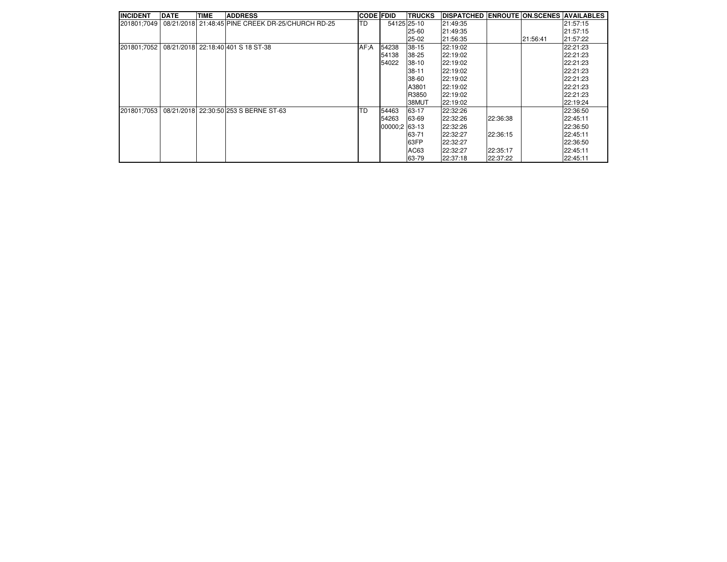| INCIDENT | DATE | TIME | ADDRESS | CODE | FDID | TRUCKS | DISPATCHED | ENROUTE | ON.SCENES | AVAILABLES |
|---|---|---|---|---|---|---|---|---|---|---|
| 201801;7049 | 08/21/2018 | 21:48:45 | PINE CREEK DR-25/CHURCH RD-25 | TD | 54125 | 25-10 | 21:49:35 | | | 21:57:15 |
| | | | | | | 25-60 | 21:49:35 | | | 21:57:15 |
| | | | | | | 25-02 | 21:56:35 | | 21:56:41 | 21:57:22 |
| 201801;7052 | 08/21/2018 | 22:18:40 | 401 S 18 ST-38 | AF;A | 54238 | 38-15 | 22:19:02 | | | 22:21:23 |
| | | | | | 54138 | 38-25 | 22:19:02 | | | 22:21:23 |
| | | | | | 54022 | 38-10 | 22:19:02 | | | 22:21:23 |
| | | | | | | 38-11 | 22:19:02 | | | 22:21:23 |
| | | | | | | 38-60 | 22:19:02 | | | 22:21:23 |
| | | | | | | A3801 | 22:19:02 | | | 22:21:23 |
| | | | | | | R3850 | 22:19:02 | | | 22:21:23 |
| | | | | | | 38MUT | 22:19:02 | | | 22:19:24 |
| 201801;7053 | 08/21/2018 | 22:30:50 | 253 S BERNE ST-63 | TD | 54463 | 63-17 | 22:32:26 | | | 22:36:50 |
| | | | | | 54263 | 63-69 | 22:32:26 | 22:36:38 | | 22:45:11 |
| | | | | | 00000;2 | 63-13 | 22:32:26 | | | 22:36:50 |
| | | | | | | 63-71 | 22:32:27 | 22:36:15 | | 22:45:11 |
| | | | | | | 63FP | 22:32:27 | | | 22:36:50 |
| | | | | | | AC63 | 22:32:27 | 22:35:17 | | 22:45:11 |
| | | | | | | 63-79 | 22:37:18 | 22:37:22 | | 22:45:11 |